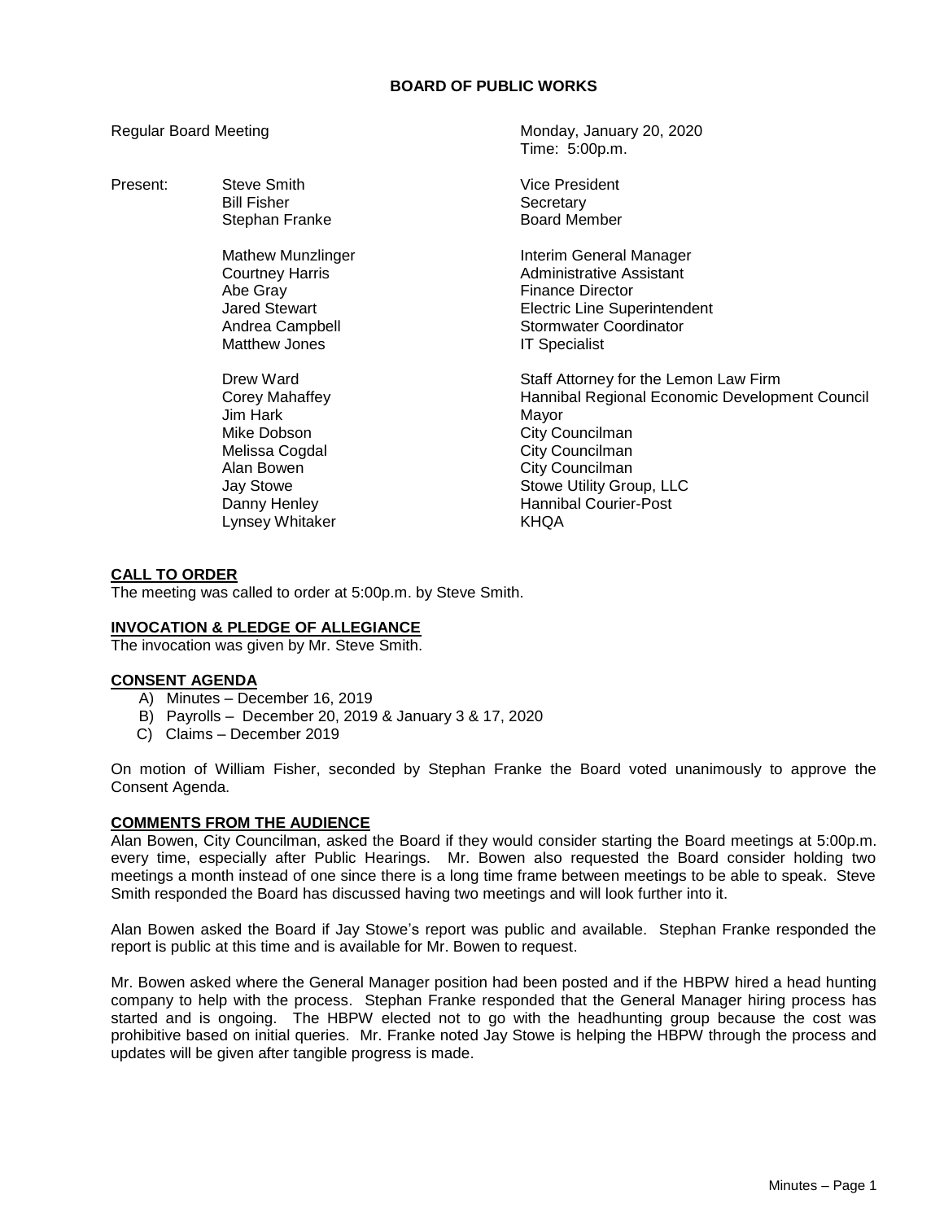# BOARD OF PUBLIC WORKS

Regular Board Meeting — Monday, January 20, 2020
Time: 5:00p.m.

| Present: | | |
|---|---|---|
| | Steve Smith | Vice President |
| | Bill Fisher | Secretary |
| | Stephan Franke | Board Member |
| | | |
| | Mathew Munzlinger | Interim General Manager |
| | Courtney Harris | Administrative Assistant |
| | Abe Gray | Finance Director |
| | Jared Stewart | Electric Line Superintendent |
| | Andrea Campbell | Stormwater Coordinator |
| | Matthew Jones | IT Specialist |
| | | |
| | Drew Ward | Staff Attorney for the Lemon Law Firm |
| | Corey Mahaffey | Hannibal Regional Economic Development Council |
| | Jim Hark | Mayor |
| | Mike Dobson | City Councilman |
| | Melissa Cogdal | City Councilman |
| | Alan Bowen | City Councilman |
| | Jay Stowe | Stowe Utility Group, LLC |
| | Danny Henley | Hannibal Courier-Post |
| | Lynsey Whitaker | KHQA |

**CALL TO ORDER**

The meeting was called to order at 5:00p.m. by Steve Smith.

**INVOCATION & PLEDGE OF ALLEGIANCE**

The invocation was given by Mr. Steve Smith.

**CONSENT AGENDA**

A) Minutes – December 16, 2019
B) Payrolls – December 20, 2019 & January 3 & 17, 2020
C) Claims – December 2019

On motion of William Fisher, seconded by Stephan Franke the Board voted unanimously to approve the Consent Agenda.

**COMMENTS FROM THE AUDIENCE**

Alan Bowen, City Councilman, asked the Board if they would consider starting the Board meetings at 5:00p.m. every time, especially after Public Hearings. Mr. Bowen also requested the Board consider holding two meetings a month instead of one since there is a long time frame between meetings to be able to speak. Steve Smith responded the Board has discussed having two meetings and will look further into it.

Alan Bowen asked the Board if Jay Stowe's report was public and available. Stephan Franke responded the report is public at this time and is available for Mr. Bowen to request.

Mr. Bowen asked where the General Manager position had been posted and if the HBPW hired a head hunting company to help with the process. Stephan Franke responded that the General Manager hiring process has started and is ongoing. The HBPW elected not to go with the headhunting group because the cost was prohibitive based on initial queries. Mr. Franke noted Jay Stowe is helping the HBPW through the process and updates will be given after tangible progress is made.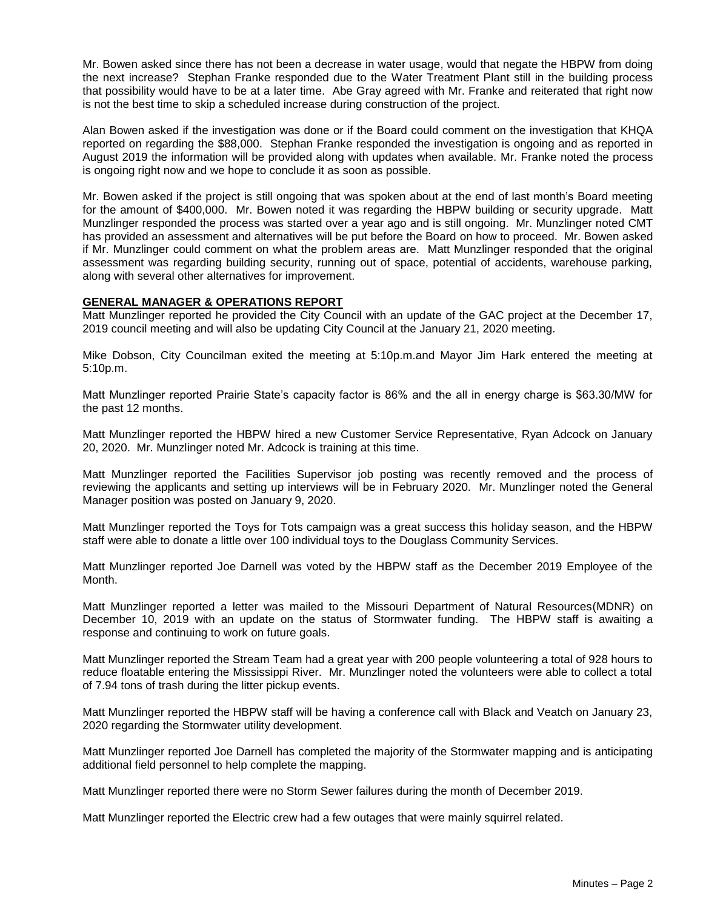Mr. Bowen asked since there has not been a decrease in water usage, would that negate the HBPW from doing the next increase? Stephan Franke responded due to the Water Treatment Plant still in the building process that possibility would have to be at a later time. Abe Gray agreed with Mr. Franke and reiterated that right now is not the best time to skip a scheduled increase during construction of the project.

Alan Bowen asked if the investigation was done or if the Board could comment on the investigation that KHQA reported on regarding the $88,000. Stephan Franke responded the investigation is ongoing and as reported in August 2019 the information will be provided along with updates when available. Mr. Franke noted the process is ongoing right now and we hope to conclude it as soon as possible.

Mr. Bowen asked if the project is still ongoing that was spoken about at the end of last month's Board meeting for the amount of $400,000. Mr. Bowen noted it was regarding the HBPW building or security upgrade. Matt Munzlinger responded the process was started over a year ago and is still ongoing. Mr. Munzlinger noted CMT has provided an assessment and alternatives will be put before the Board on how to proceed. Mr. Bowen asked if Mr. Munzlinger could comment on what the problem areas are. Matt Munzlinger responded that the original assessment was regarding building security, running out of space, potential of accidents, warehouse parking, along with several other alternatives for improvement.

**GENERAL MANAGER & OPERATIONS REPORT**

Matt Munzlinger reported he provided the City Council with an update of the GAC project at the December 17, 2019 council meeting and will also be updating City Council at the January 21, 2020 meeting.

Mike Dobson, City Councilman exited the meeting at 5:10p.m.and Mayor Jim Hark entered the meeting at 5:10p.m.

Matt Munzlinger reported Prairie State's capacity factor is 86% and the all in energy charge is $63.30/MW for the past 12 months.

Matt Munzlinger reported the HBPW hired a new Customer Service Representative, Ryan Adcock on January 20, 2020. Mr. Munzlinger noted Mr. Adcock is training at this time.

Matt Munzlinger reported the Facilities Supervisor job posting was recently removed and the process of reviewing the applicants and setting up interviews will be in February 2020. Mr. Munzlinger noted the General Manager position was posted on January 9, 2020.

Matt Munzlinger reported the Toys for Tots campaign was a great success this holiday season, and the HBPW staff were able to donate a little over 100 individual toys to the Douglass Community Services.

Matt Munzlinger reported Joe Darnell was voted by the HBPW staff as the December 2019 Employee of the Month.

Matt Munzlinger reported a letter was mailed to the Missouri Department of Natural Resources(MDNR) on December 10, 2019 with an update on the status of Stormwater funding. The HBPW staff is awaiting a response and continuing to work on future goals.

Matt Munzlinger reported the Stream Team had a great year with 200 people volunteering a total of 928 hours to reduce floatable entering the Mississippi River. Mr. Munzlinger noted the volunteers were able to collect a total of 7.94 tons of trash during the litter pickup events.

Matt Munzlinger reported the HBPW staff will be having a conference call with Black and Veatch on January 23, 2020 regarding the Stormwater utility development.

Matt Munzlinger reported Joe Darnell has completed the majority of the Stormwater mapping and is anticipating additional field personnel to help complete the mapping.

Matt Munzlinger reported there were no Storm Sewer failures during the month of December 2019.

Matt Munzlinger reported the Electric crew had a few outages that were mainly squirrel related.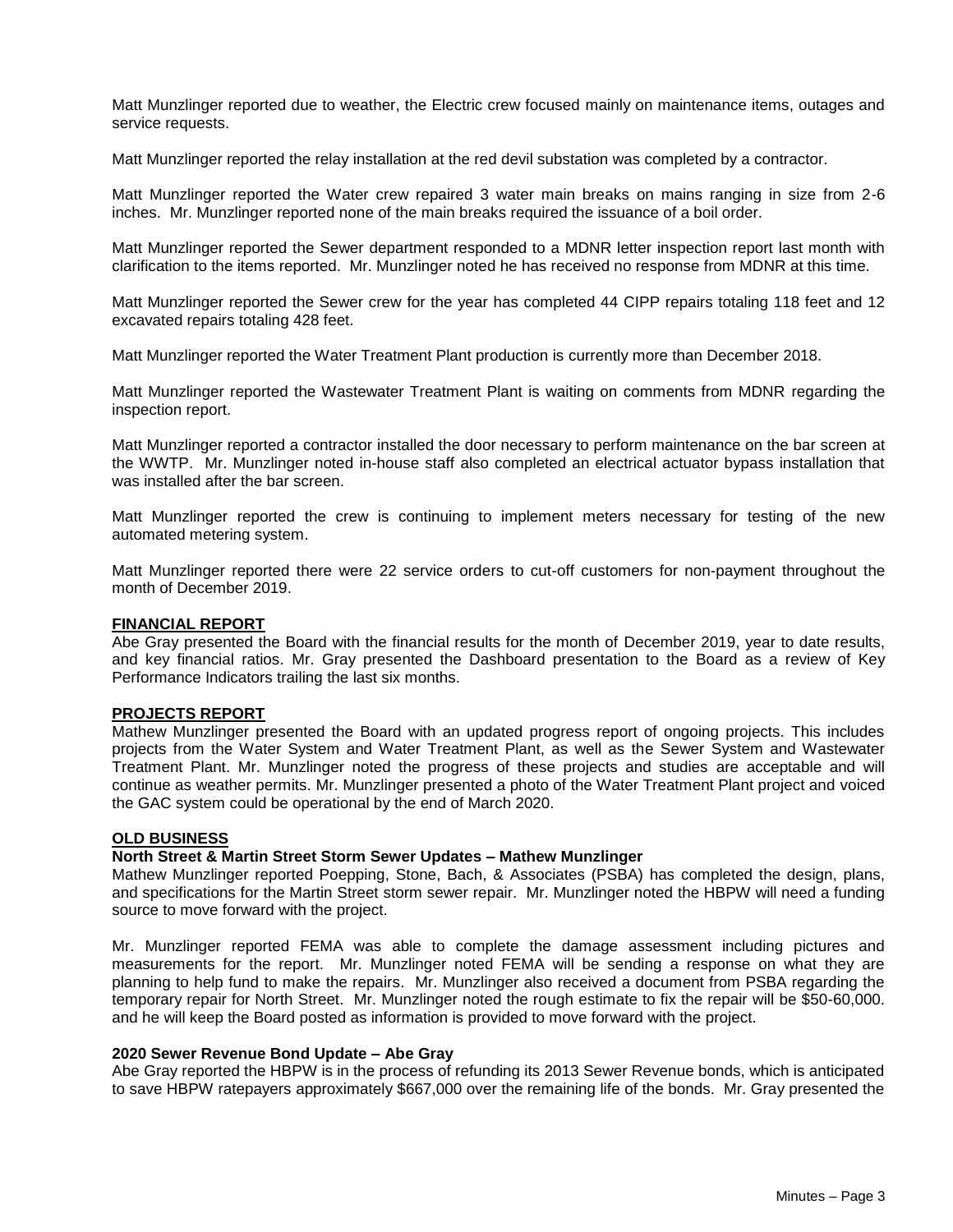Matt Munzlinger reported due to weather, the Electric crew focused mainly on maintenance items, outages and service requests.

Matt Munzlinger reported the relay installation at the red devil substation was completed by a contractor.

Matt Munzlinger reported the Water crew repaired 3 water main breaks on mains ranging in size from 2-6 inches. Mr. Munzlinger reported none of the main breaks required the issuance of a boil order.

Matt Munzlinger reported the Sewer department responded to a MDNR letter inspection report last month with clarification to the items reported. Mr. Munzlinger noted he has received no response from MDNR at this time.

Matt Munzlinger reported the Sewer crew for the year has completed 44 CIPP repairs totaling 118 feet and 12 excavated repairs totaling 428 feet.

Matt Munzlinger reported the Water Treatment Plant production is currently more than December 2018.

Matt Munzlinger reported the Wastewater Treatment Plant is waiting on comments from MDNR regarding the inspection report.

Matt Munzlinger reported a contractor installed the door necessary to perform maintenance on the bar screen at the WWTP. Mr. Munzlinger noted in-house staff also completed an electrical actuator bypass installation that was installed after the bar screen.

Matt Munzlinger reported the crew is continuing to implement meters necessary for testing of the new automated metering system.

Matt Munzlinger reported there were 22 service orders to cut-off customers for non-payment throughout the month of December 2019.

**FINANCIAL REPORT**

Abe Gray presented the Board with the financial results for the month of December 2019, year to date results, and key financial ratios. Mr. Gray presented the Dashboard presentation to the Board as a review of Key Performance Indicators trailing the last six months.

**PROJECTS REPORT**

Mathew Munzlinger presented the Board with an updated progress report of ongoing projects. This includes projects from the Water System and Water Treatment Plant, as well as the Sewer System and Wastewater Treatment Plant. Mr. Munzlinger noted the progress of these projects and studies are acceptable and will continue as weather permits. Mr. Munzlinger presented a photo of the Water Treatment Plant project and voiced the GAC system could be operational by the end of March 2020.

**OLD BUSINESS**

**North Street & Martin Street Storm Sewer Updates – Mathew Munzlinger**

Mathew Munzlinger reported Poepping, Stone, Bach, & Associates (PSBA) has completed the design, plans, and specifications for the Martin Street storm sewer repair. Mr. Munzlinger noted the HBPW will need a funding source to move forward with the project.

Mr. Munzlinger reported FEMA was able to complete the damage assessment including pictures and measurements for the report. Mr. Munzlinger noted FEMA will be sending a response on what they are planning to help fund to make the repairs. Mr. Munzlinger also received a document from PSBA regarding the temporary repair for North Street. Mr. Munzlinger noted the rough estimate to fix the repair will be $50-60,000. and he will keep the Board posted as information is provided to move forward with the project.

**2020 Sewer Revenue Bond Update – Abe Gray**

Abe Gray reported the HBPW is in the process of refunding its 2013 Sewer Revenue bonds, which is anticipated to save HBPW ratepayers approximately $667,000 over the remaining life of the bonds. Mr. Gray presented the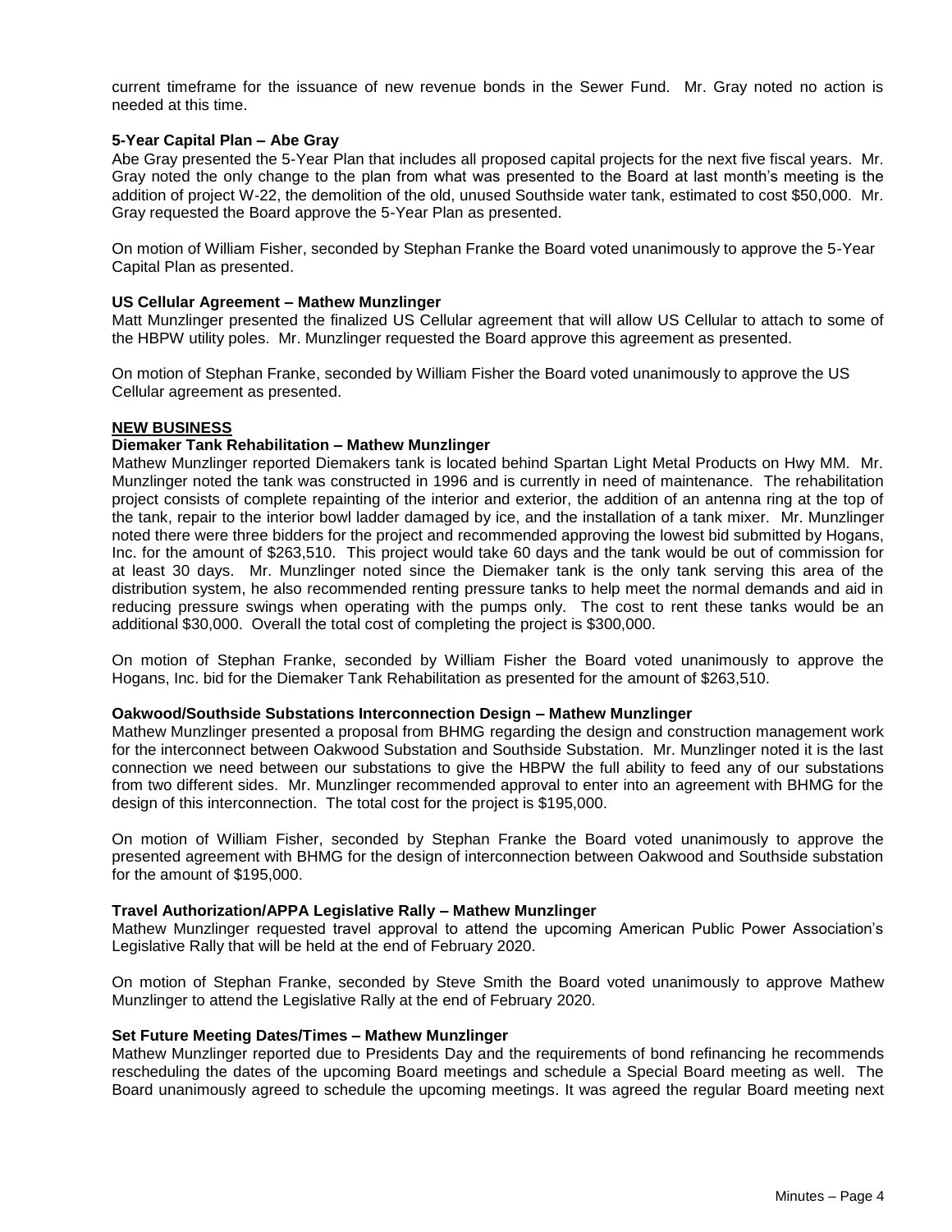current timeframe for the issuance of new revenue bonds in the Sewer Fund. Mr. Gray noted no action is needed at this time.

**5-Year Capital Plan – Abe Gray**

Abe Gray presented the 5-Year Plan that includes all proposed capital projects for the next five fiscal years. Mr. Gray noted the only change to the plan from what was presented to the Board at last month's meeting is the addition of project W-22, the demolition of the old, unused Southside water tank, estimated to cost $50,000. Mr. Gray requested the Board approve the 5-Year Plan as presented.

On motion of William Fisher, seconded by Stephan Franke the Board voted unanimously to approve the 5-Year Capital Plan as presented.

**US Cellular Agreement – Mathew Munzlinger**

Matt Munzlinger presented the finalized US Cellular agreement that will allow US Cellular to attach to some of the HBPW utility poles. Mr. Munzlinger requested the Board approve this agreement as presented.

On motion of Stephan Franke, seconded by William Fisher the Board voted unanimously to approve the US Cellular agreement as presented.

**NEW BUSINESS**

**Diemaker Tank Rehabilitation – Mathew Munzlinger**

Mathew Munzlinger reported Diemakers tank is located behind Spartan Light Metal Products on Hwy MM. Mr. Munzlinger noted the tank was constructed in 1996 and is currently in need of maintenance. The rehabilitation project consists of complete repainting of the interior and exterior, the addition of an antenna ring at the top of the tank, repair to the interior bowl ladder damaged by ice, and the installation of a tank mixer. Mr. Munzlinger noted there were three bidders for the project and recommended approving the lowest bid submitted by Hogans, Inc. for the amount of $263,510. This project would take 60 days and the tank would be out of commission for at least 30 days. Mr. Munzlinger noted since the Diemaker tank is the only tank serving this area of the distribution system, he also recommended renting pressure tanks to help meet the normal demands and aid in reducing pressure swings when operating with the pumps only. The cost to rent these tanks would be an additional $30,000. Overall the total cost of completing the project is $300,000.

On motion of Stephan Franke, seconded by William Fisher the Board voted unanimously to approve the Hogans, Inc. bid for the Diemaker Tank Rehabilitation as presented for the amount of $263,510.

**Oakwood/Southside Substations Interconnection Design – Mathew Munzlinger**

Mathew Munzlinger presented a proposal from BHMG regarding the design and construction management work for the interconnect between Oakwood Substation and Southside Substation. Mr. Munzlinger noted it is the last connection we need between our substations to give the HBPW the full ability to feed any of our substations from two different sides. Mr. Munzlinger recommended approval to enter into an agreement with BHMG for the design of this interconnection. The total cost for the project is $195,000.

On motion of William Fisher, seconded by Stephan Franke the Board voted unanimously to approve the presented agreement with BHMG for the design of interconnection between Oakwood and Southside substation for the amount of $195,000.

**Travel Authorization/APPA Legislative Rally – Mathew Munzlinger**

Mathew Munzlinger requested travel approval to attend the upcoming American Public Power Association's Legislative Rally that will be held at the end of February 2020.

On motion of Stephan Franke, seconded by Steve Smith the Board voted unanimously to approve Mathew Munzlinger to attend the Legislative Rally at the end of February 2020.

**Set Future Meeting Dates/Times – Mathew Munzlinger**

Mathew Munzlinger reported due to Presidents Day and the requirements of bond refinancing he recommends rescheduling the dates of the upcoming Board meetings and schedule a Special Board meeting as well. The Board unanimously agreed to schedule the upcoming meetings. It was agreed the regular Board meeting next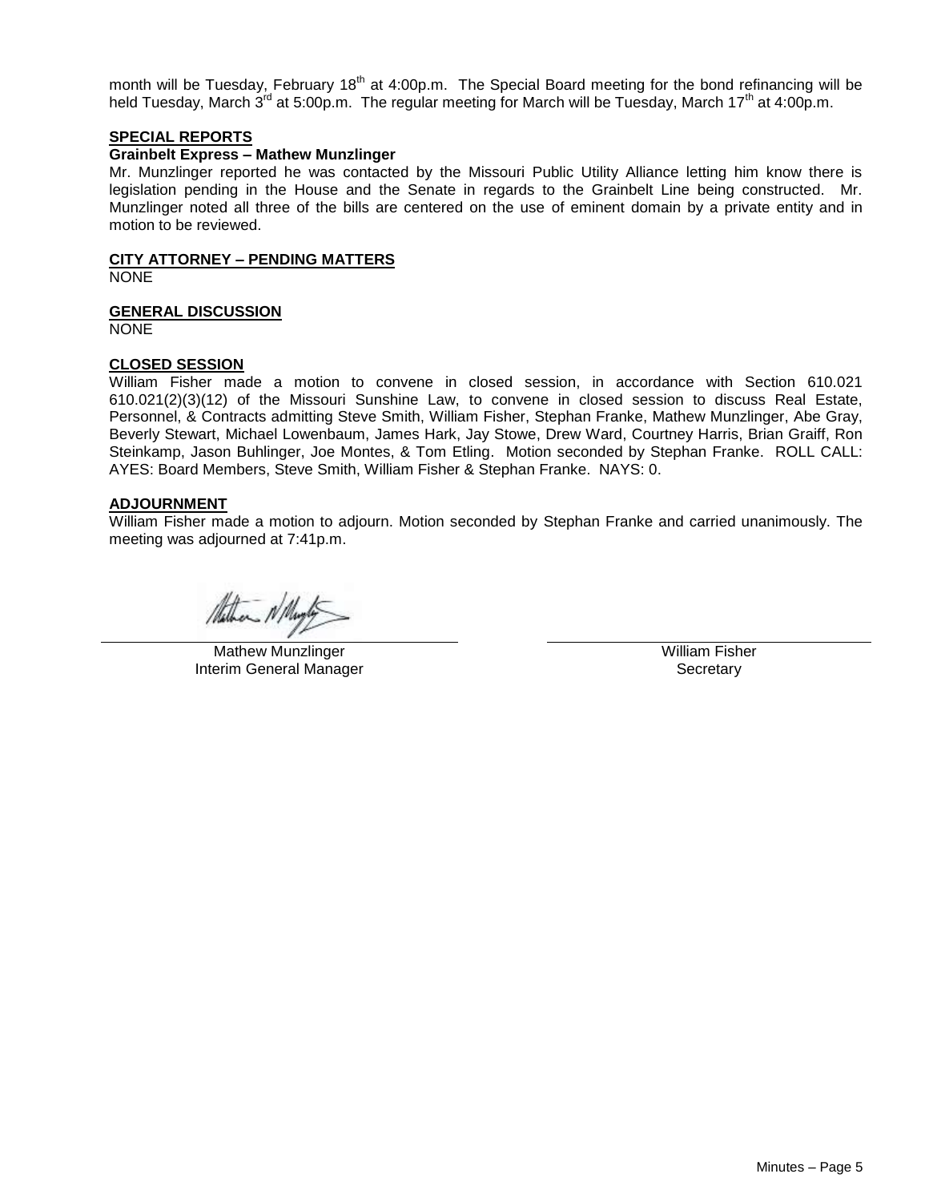month will be Tuesday, February 18th at 4:00p.m. The Special Board meeting for the bond refinancing will be held Tuesday, March 3rd at 5:00p.m. The regular meeting for March will be Tuesday, March 17th at 4:00p.m.

**SPECIAL REPORTS**

**Grainbelt Express – Mathew Munzlinger**

Mr. Munzlinger reported he was contacted by the Missouri Public Utility Alliance letting him know there is legislation pending in the House and the Senate in regards to the Grainbelt Line being constructed. Mr. Munzlinger noted all three of the bills are centered on the use of eminent domain by a private entity and in motion to be reviewed.

**CITY ATTORNEY – PENDING MATTERS**

NONE

**GENERAL DISCUSSION**

NONE

**CLOSED SESSION**

William Fisher made a motion to convene in closed session, in accordance with Section 610.021 610.021(2)(3)(12) of the Missouri Sunshine Law, to convene in closed session to discuss Real Estate, Personnel, & Contracts admitting Steve Smith, William Fisher, Stephan Franke, Mathew Munzlinger, Abe Gray, Beverly Stewart, Michael Lowenbaum, James Hark, Jay Stowe, Drew Ward, Courtney Harris, Brian Graiff, Ron Steinkamp, Jason Buhlinger, Joe Montes, & Tom Etling. Motion seconded by Stephan Franke. ROLL CALL: AYES: Board Members, Steve Smith, William Fisher & Stephan Franke. NAYS: 0.

**ADJOURNMENT**

William Fisher made a motion to adjourn. Motion seconded by Stephan Franke and carried unanimously. The meeting was adjourned at 7:41p.m.

| | |
|---|---|
| Mathew Munzlinger<br>Interim General Manager | William Fisher<br>Secretary |